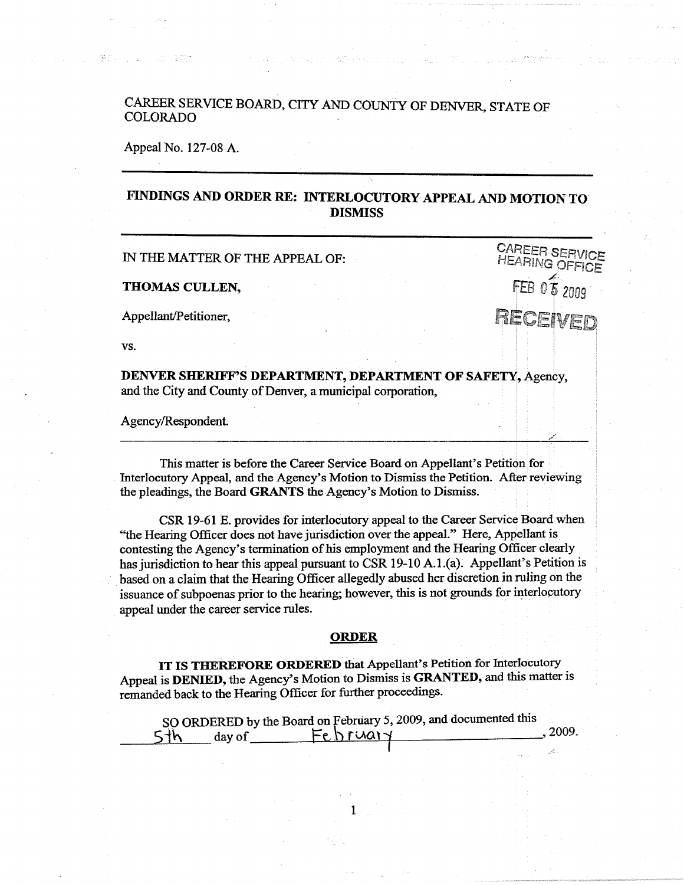CAREER SERVICE BOARD, CITY AND COUNTY OF DENVER, STATE OF COLORADO

Appeal No. 127-08 A.

---

## FINDINGS AND ORDER RE: INTERLOCUTORY APPEAL AND MOTION TO DISMISS

---

IN THE MATTER OF THE APPEAL OF:

CAREER SERVICE HEARING OFFICE
FEB 05 2009
RECEIVED

**THOMAS CULLEN,**

Appellant/Petitioner,

vs.

**DENVER SHERIFF'S DEPARTMENT, DEPARTMENT OF SAFETY,** Agency, and the City and County of Denver, a municipal corporation,

Agency/Respondent.

---

This matter is before the Career Service Board on Appellant's Petition for Interlocutory Appeal, and the Agency's Motion to Dismiss the Petition. After reviewing the pleadings, the Board **GRANTS** the Agency's Motion to Dismiss.

CSR 19-61 E. provides for interlocutory appeal to the Career Service Board when "the Hearing Officer does not have jurisdiction over the appeal." Here, Appellant is contesting the Agency's termination of his employment and the Hearing Officer clearly has jurisdiction to hear this appeal pursuant to CSR 19-10 A.1.(a). Appellant's Petition is based on a claim that the Hearing Officer allegedly abused her discretion in ruling on the issuance of subpoenas prior to the hearing; however, this is not grounds for interlocutory appeal under the career service rules.

### ORDER

**IT IS THEREFORE ORDERED** that Appellant's Petition for Interlocutory Appeal is **DENIED,** the Agency's Motion to Dismiss is **GRANTED,** and this matter is remanded back to the Hearing Officer for further proceedings.

SO ORDERED by the Board on February 5, 2009, and documented this 5th day of February, 2009.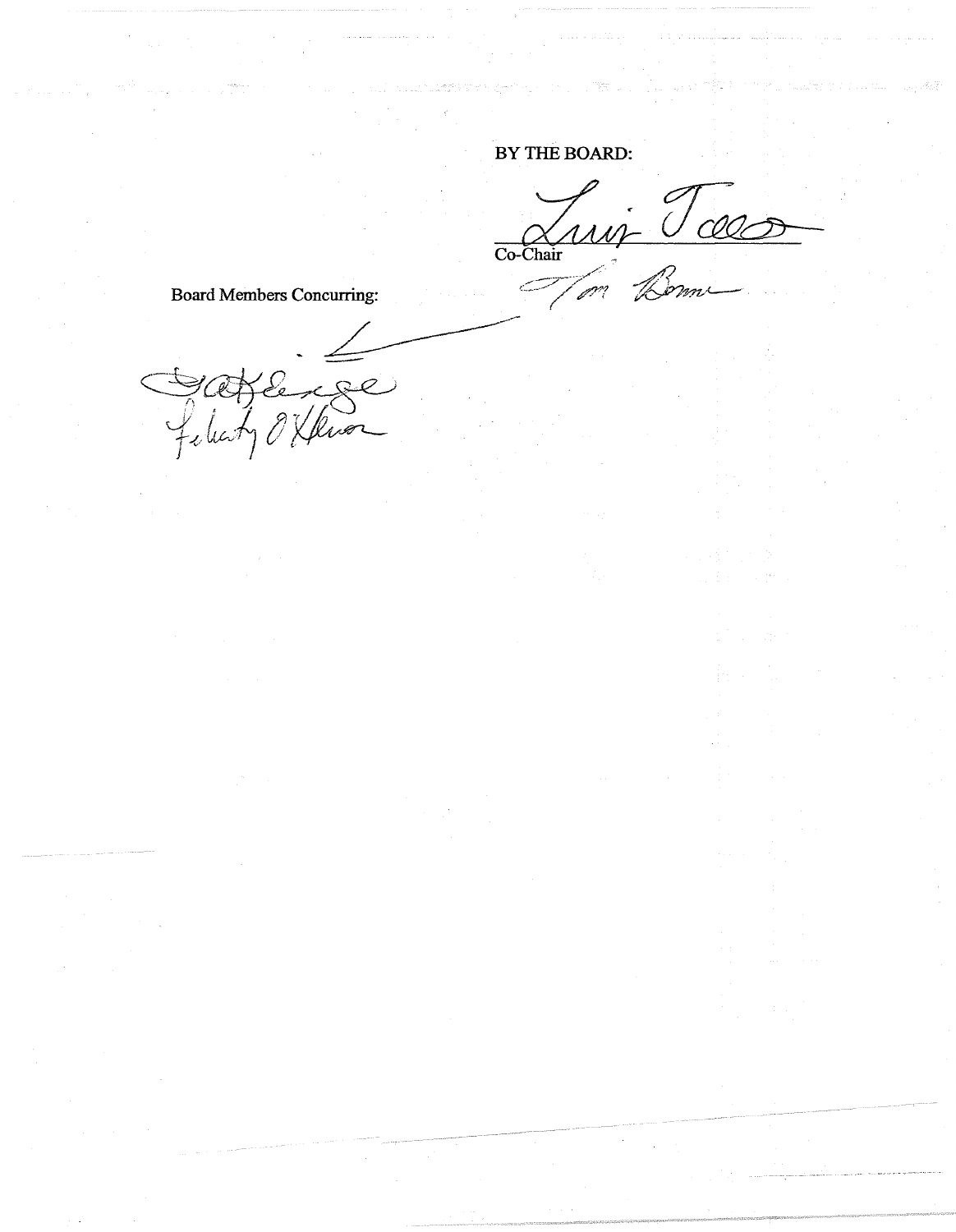BY THE BOARD:

Luis Toro

Co-Chair

Tom Bonn

Board Members Concurring:

Gat Kenge

Felicity O'Herron